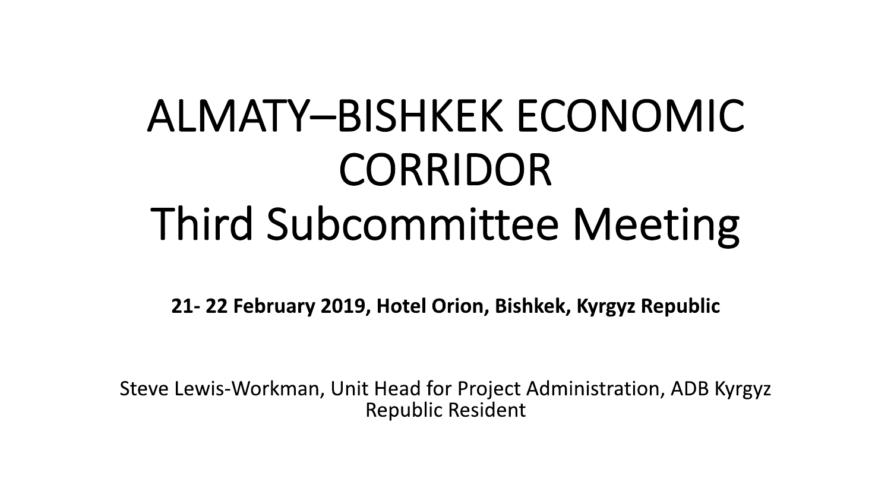# ALMATY–BISHKEK ECONOMIC CORRIDOR Third Subcommittee Meeting

**21- 22 February 2019, Hotel Orion, Bishkek, Kyrgyz Republic**

Steve Lewis-Workman, Unit Head for Project Administration, ADB Kyrgyz Republic Resident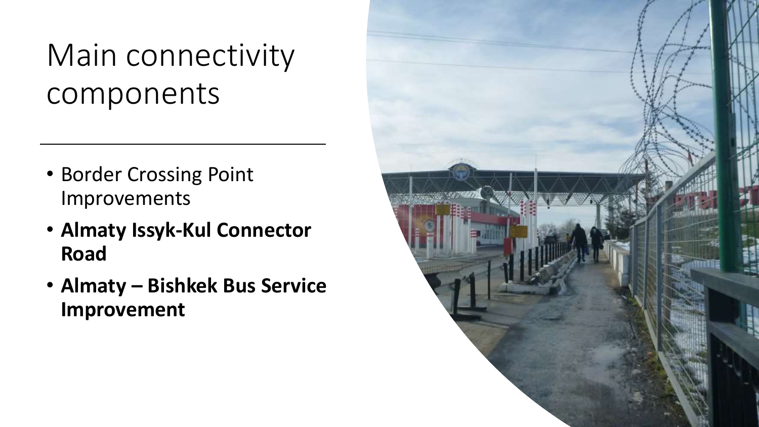# Main connectivity components

- Border Crossing Point Improvements
- **Almaty Issyk-Kul Connector Road**
- **Almaty – Bishkek Bus Service Improvement**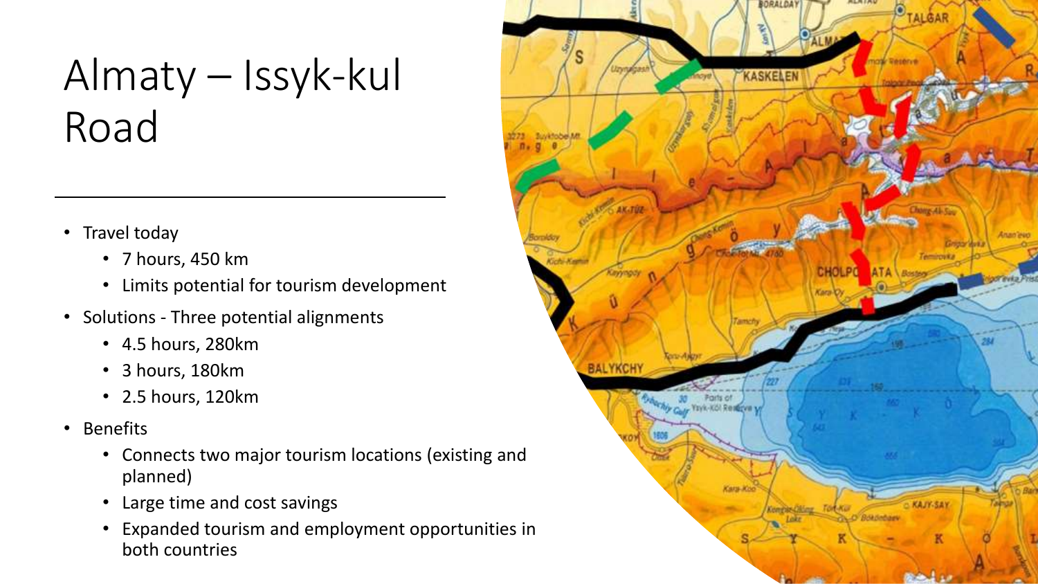# Almaty – Issyk-kul Road

- Travel today
  - 7 hours, 450 km
  - Limits potential for tourism development
- Solutions - Three potential alignments
  - 4.5 hours, 280km
  - 3 hours, 180km
  - 2.5 hours, 120km
- Benefits
  - Connects two major tourism locations (existing and planned)
  - Large time and cost savings
  - Expanded tourism and employment opportunities in both countries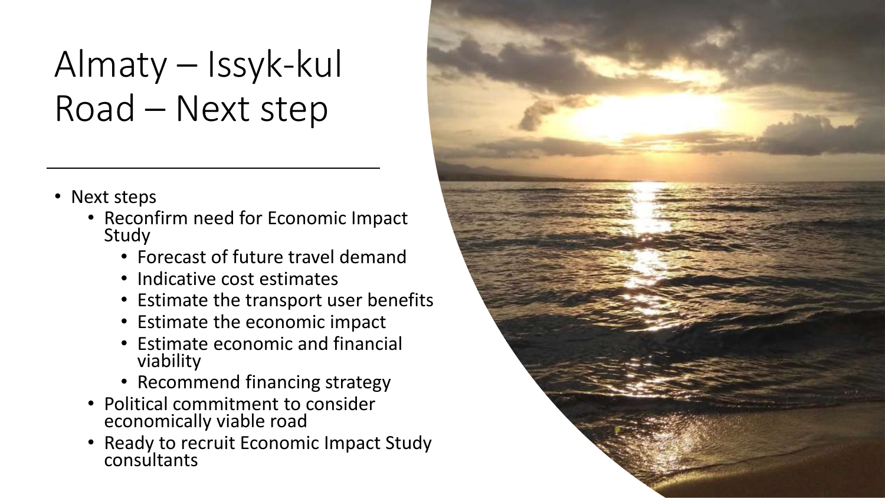# Almaty – Issyk-kul Road – Next step

- Next steps
  - Reconfirm need for Economic Impact Study
    - Forecast of future travel demand
    - Indicative cost estimates
    - Estimate the transport user benefits
    - Estimate the economic impact
    - Estimate economic and financial viability
    - Recommend financing strategy
  - Political commitment to consider economically viable road
  - Ready to recruit Economic Impact Study consultants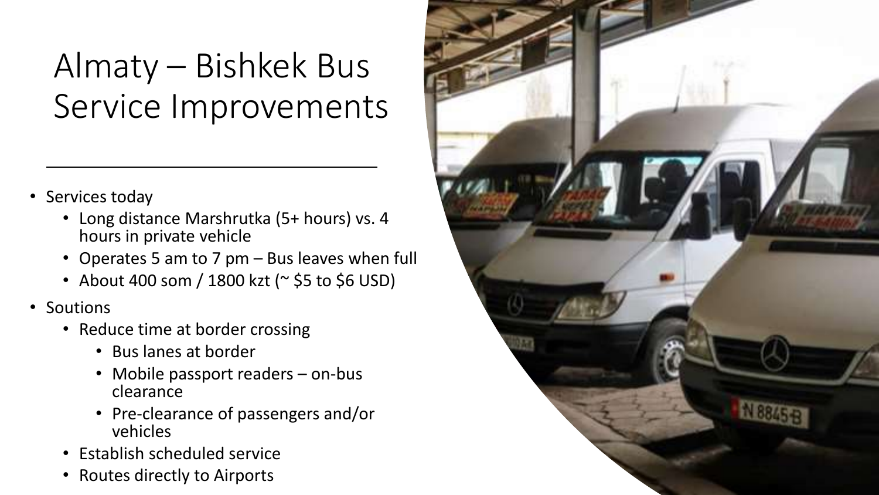# Almaty – Bishkek Bus Service Improvements

- Services today
  - Long distance Marshrutka (5+ hours) vs. 4 hours in private vehicle
  - Operates 5 am to 7 pm – Bus leaves when full
  - About 400 som / 1800 kzt (~ $5 to $6 USD)
- Soutions
  - Reduce time at border crossing
    - Bus lanes at border
    - Mobile passport readers – on-bus clearance
    - Pre-clearance of passengers and/or vehicles
  - Establish scheduled service
  - Routes directly to Airports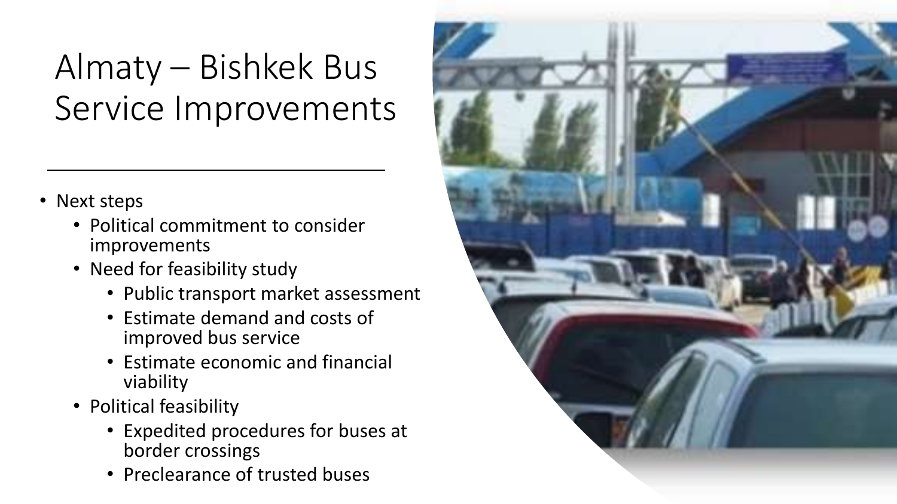# Almaty – Bishkek Bus Service Improvements

- Next steps
  - Political commitment to consider improvements
  - Need for feasibility study
    - Public transport market assessment
    - Estimate demand and costs of improved bus service
    - Estimate economic and financial viability
  - Political feasibility
    - Expedited procedures for buses at border crossings
    - Preclearance of trusted buses